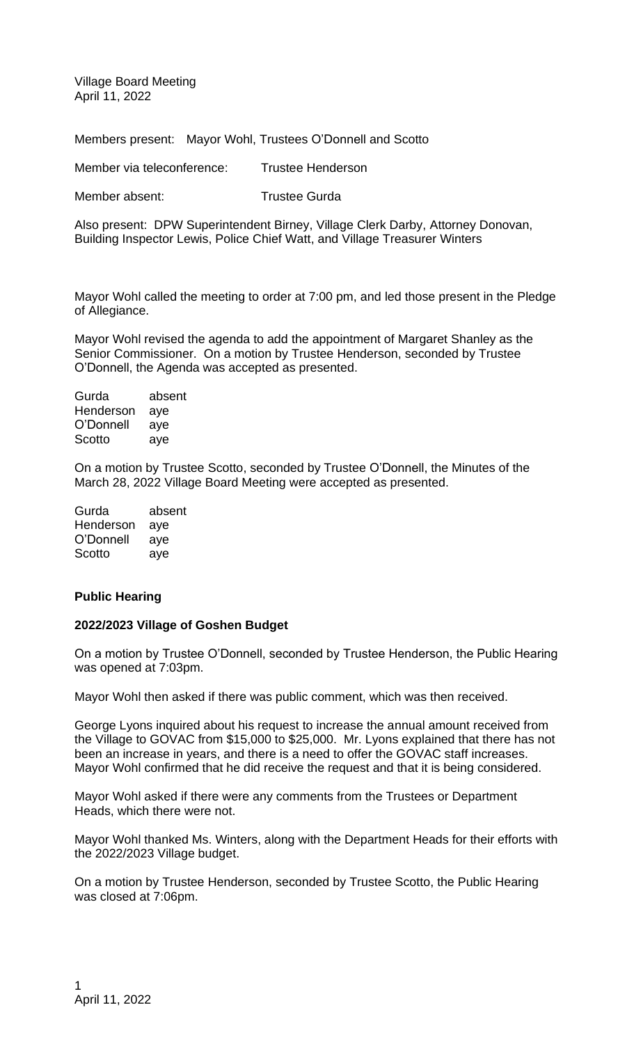Village Board Meeting
April 11, 2022

Members present: Mayor Wohl, Trustees O'Donnell and Scotto

Member via teleconference: Trustee Henderson

Member absent: Trustee Gurda

Also present: DPW Superintendent Birney, Village Clerk Darby, Attorney Donovan, Building Inspector Lewis, Police Chief Watt, and Village Treasurer Winters

Mayor Wohl called the meeting to order at 7:00 pm, and led those present in the Pledge of Allegiance.

Mayor Wohl revised the agenda to add the appointment of Margaret Shanley as the Senior Commissioner. On a motion by Trustee Henderson, seconded by Trustee O'Donnell, the Agenda was accepted as presented.

Gurda absent
Henderson aye
O'Donnell aye
Scotto aye

On a motion by Trustee Scotto, seconded by Trustee O'Donnell, the Minutes of the March 28, 2022 Village Board Meeting were accepted as presented.

Gurda absent
Henderson aye
O'Donnell aye
Scotto aye

**Public Hearing**

**2022/2023 Village of Goshen Budget**

On a motion by Trustee O'Donnell, seconded by Trustee Henderson, the Public Hearing was opened at 7:03pm.

Mayor Wohl then asked if there was public comment, which was then received.

George Lyons inquired about his request to increase the annual amount received from the Village to GOVAC from $15,000 to $25,000. Mr. Lyons explained that there has not been an increase in years, and there is a need to offer the GOVAC staff increases. Mayor Wohl confirmed that he did receive the request and that it is being considered.

Mayor Wohl asked if there were any comments from the Trustees or Department Heads, which there were not.

Mayor Wohl thanked Ms. Winters, along with the Department Heads for their efforts with the 2022/2023 Village budget.

On a motion by Trustee Henderson, seconded by Trustee Scotto, the Public Hearing was closed at 7:06pm.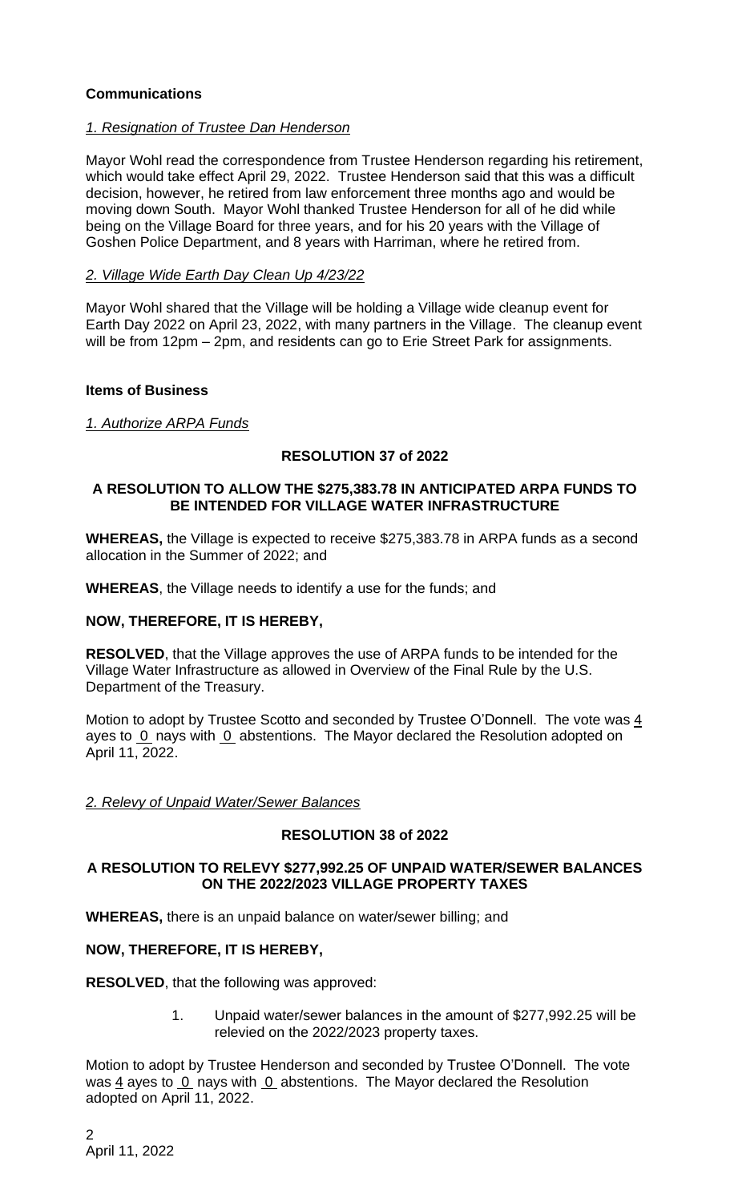**Communications**

*1. Resignation of Trustee Dan Henderson*

Mayor Wohl read the correspondence from Trustee Henderson regarding his retirement, which would take effect April 29, 2022. Trustee Henderson said that this was a difficult decision, however, he retired from law enforcement three months ago and would be moving down South. Mayor Wohl thanked Trustee Henderson for all of he did while being on the Village Board for three years, and for his 20 years with the Village of Goshen Police Department, and 8 years with Harriman, where he retired from.

*2. Village Wide Earth Day Clean Up 4/23/22*

Mayor Wohl shared that the Village will be holding a Village wide cleanup event for Earth Day 2022 on April 23, 2022, with many partners in the Village. The cleanup event will be from 12pm – 2pm, and residents can go to Erie Street Park for assignments.

**Items of Business**

*1. Authorize ARPA Funds*

**RESOLUTION 37 of 2022**

**A RESOLUTION TO ALLOW THE $275,383.78 IN ANTICIPATED ARPA FUNDS TO BE INTENDED FOR VILLAGE WATER INFRASTRUCTURE**

**WHEREAS,** the Village is expected to receive $275,383.78 in ARPA funds as a second allocation in the Summer of 2022; and

**WHEREAS**, the Village needs to identify a use for the funds; and

**NOW, THEREFORE, IT IS HEREBY,**

**RESOLVED**, that the Village approves the use of ARPA funds to be intended for the Village Water Infrastructure as allowed in Overview of the Final Rule by the U.S. Department of the Treasury.

Motion to adopt by Trustee Scotto and seconded by Trustee O'Donnell. The vote was 4 ayes to 0 nays with 0 abstentions. The Mayor declared the Resolution adopted on April 11, 2022.

*2. Relevy of Unpaid Water/Sewer Balances*

**RESOLUTION 38 of 2022**

**A RESOLUTION TO RELEVY $277,992.25 OF UNPAID WATER/SEWER BALANCES ON THE 2022/2023 VILLAGE PROPERTY TAXES**

**WHEREAS,** there is an unpaid balance on water/sewer billing; and

**NOW, THEREFORE, IT IS HEREBY,**

**RESOLVED**, that the following was approved:

1. Unpaid water/sewer balances in the amount of $277,992.25 will be relevied on the 2022/2023 property taxes.

Motion to adopt by Trustee Henderson and seconded by Trustee O'Donnell. The vote was 4 ayes to 0 nays with 0 abstentions. The Mayor declared the Resolution adopted on April 11, 2022.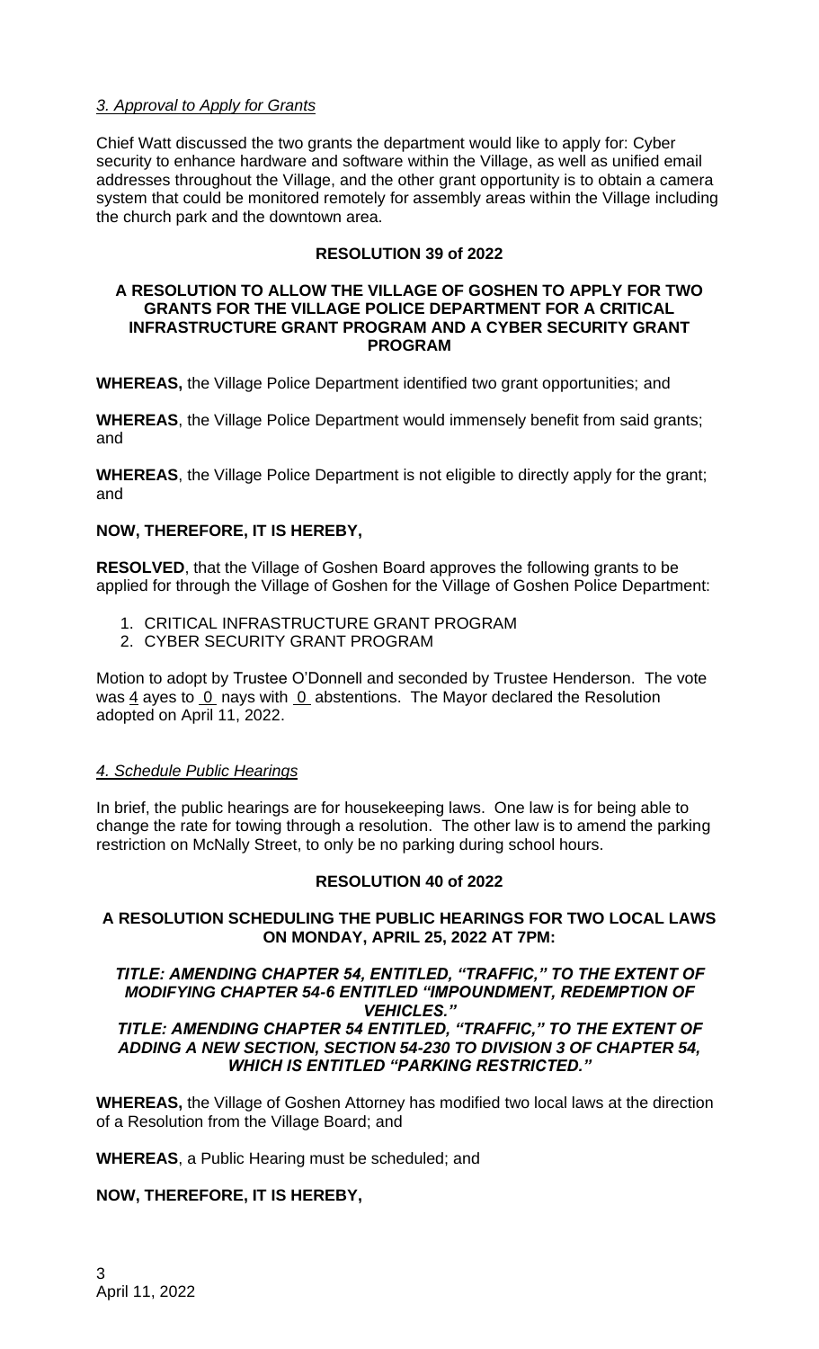*3. Approval to Apply for Grants*

Chief Watt discussed the two grants the department would like to apply for: Cyber security to enhance hardware and software within the Village, as well as unified email addresses throughout the Village, and the other grant opportunity is to obtain a camera system that could be monitored remotely for assembly areas within the Village including the church park and the downtown area.

**RESOLUTION 39 of 2022**

**A RESOLUTION TO ALLOW THE VILLAGE OF GOSHEN TO APPLY FOR TWO GRANTS FOR THE VILLAGE POLICE DEPARTMENT FOR A CRITICAL INFRASTRUCTURE GRANT PROGRAM AND A CYBER SECURITY GRANT PROGRAM**

**WHEREAS,** the Village Police Department identified two grant opportunities; and

**WHEREAS**, the Village Police Department would immensely benefit from said grants; and

**WHEREAS**, the Village Police Department is not eligible to directly apply for the grant; and

**NOW, THEREFORE, IT IS HEREBY,**

**RESOLVED**, that the Village of Goshen Board approves the following grants to be applied for through the Village of Goshen for the Village of Goshen Police Department:

1. CRITICAL INFRASTRUCTURE GRANT PROGRAM
2. CYBER SECURITY GRANT PROGRAM

Motion to adopt by Trustee O'Donnell and seconded by Trustee Henderson. The vote was 4 ayes to 0 nays with 0 abstentions. The Mayor declared the Resolution adopted on April 11, 2022.

*4. Schedule Public Hearings*

In brief, the public hearings are for housekeeping laws. One law is for being able to change the rate for towing through a resolution. The other law is to amend the parking restriction on McNally Street, to only be no parking during school hours.

**RESOLUTION 40 of 2022**

**A RESOLUTION SCHEDULING THE PUBLIC HEARINGS FOR TWO LOCAL LAWS ON MONDAY, APRIL 25, 2022 AT 7PM:**

***TITLE: AMENDING CHAPTER 54, ENTITLED, "TRAFFIC," TO THE EXTENT OF MODIFYING CHAPTER 54-6 ENTITLED "IMPOUNDMENT, REDEMPTION OF VEHICLES."***
***TITLE: AMENDING CHAPTER 54 ENTITLED, "TRAFFIC," TO THE EXTENT OF ADDING A NEW SECTION, SECTION 54-230 TO DIVISION 3 OF CHAPTER 54, WHICH IS ENTITLED "PARKING RESTRICTED."***

**WHEREAS,** the Village of Goshen Attorney has modified two local laws at the direction of a Resolution from the Village Board; and

**WHEREAS**, a Public Hearing must be scheduled; and

**NOW, THEREFORE, IT IS HEREBY,**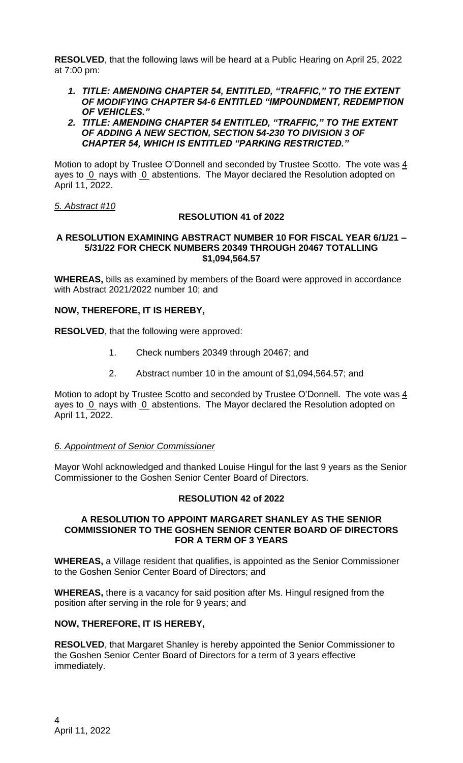**RESOLVED**, that the following laws will be heard at a Public Hearing on April 25, 2022 at 7:00 pm:

1. ***TITLE: AMENDING CHAPTER 54, ENTITLED, "TRAFFIC," TO THE EXTENT OF MODIFYING CHAPTER 54-6 ENTITLED "IMPOUNDMENT, REDEMPTION OF VEHICLES."***
2. ***TITLE: AMENDING CHAPTER 54 ENTITLED, "TRAFFIC," TO THE EXTENT OF ADDING A NEW SECTION, SECTION 54-230 TO DIVISION 3 OF CHAPTER 54, WHICH IS ENTITLED "PARKING RESTRICTED."***

Motion to adopt by Trustee O'Donnell and seconded by Trustee Scotto. The vote was 4 ayes to 0 nays with 0 abstentions. The Mayor declared the Resolution adopted on April 11, 2022.

*5. Abstract #10*

**RESOLUTION 41 of 2022**

**A RESOLUTION EXAMINING ABSTRACT NUMBER 10 FOR FISCAL YEAR 6/1/21 – 5/31/22 FOR CHECK NUMBERS 20349 THROUGH 20467 TOTALLING $1,094,564.57**

**WHEREAS,** bills as examined by members of the Board were approved in accordance with Abstract 2021/2022 number 10; and

**NOW, THEREFORE, IT IS HEREBY,**

**RESOLVED**, that the following were approved:

1. Check numbers 20349 through 20467; and
2. Abstract number 10 in the amount of $1,094,564.57; and

Motion to adopt by Trustee Scotto and seconded by Trustee O'Donnell. The vote was 4 ayes to 0 nays with 0 abstentions. The Mayor declared the Resolution adopted on April 11, 2022.

*6. Appointment of Senior Commissioner*

Mayor Wohl acknowledged and thanked Louise Hingul for the last 9 years as the Senior Commissioner to the Goshen Senior Center Board of Directors.

**RESOLUTION 42 of 2022**

**A RESOLUTION TO APPOINT MARGARET SHANLEY AS THE SENIOR COMMISSIONER TO THE GOSHEN SENIOR CENTER BOARD OF DIRECTORS FOR A TERM OF 3 YEARS**

**WHEREAS,** a Village resident that qualifies, is appointed as the Senior Commissioner to the Goshen Senior Center Board of Directors; and

**WHEREAS,** there is a vacancy for said position after Ms. Hingul resigned from the position after serving in the role for 9 years; and

**NOW, THEREFORE, IT IS HEREBY,**

**RESOLVED**, that Margaret Shanley is hereby appointed the Senior Commissioner to the Goshen Senior Center Board of Directors for a term of 3 years effective immediately.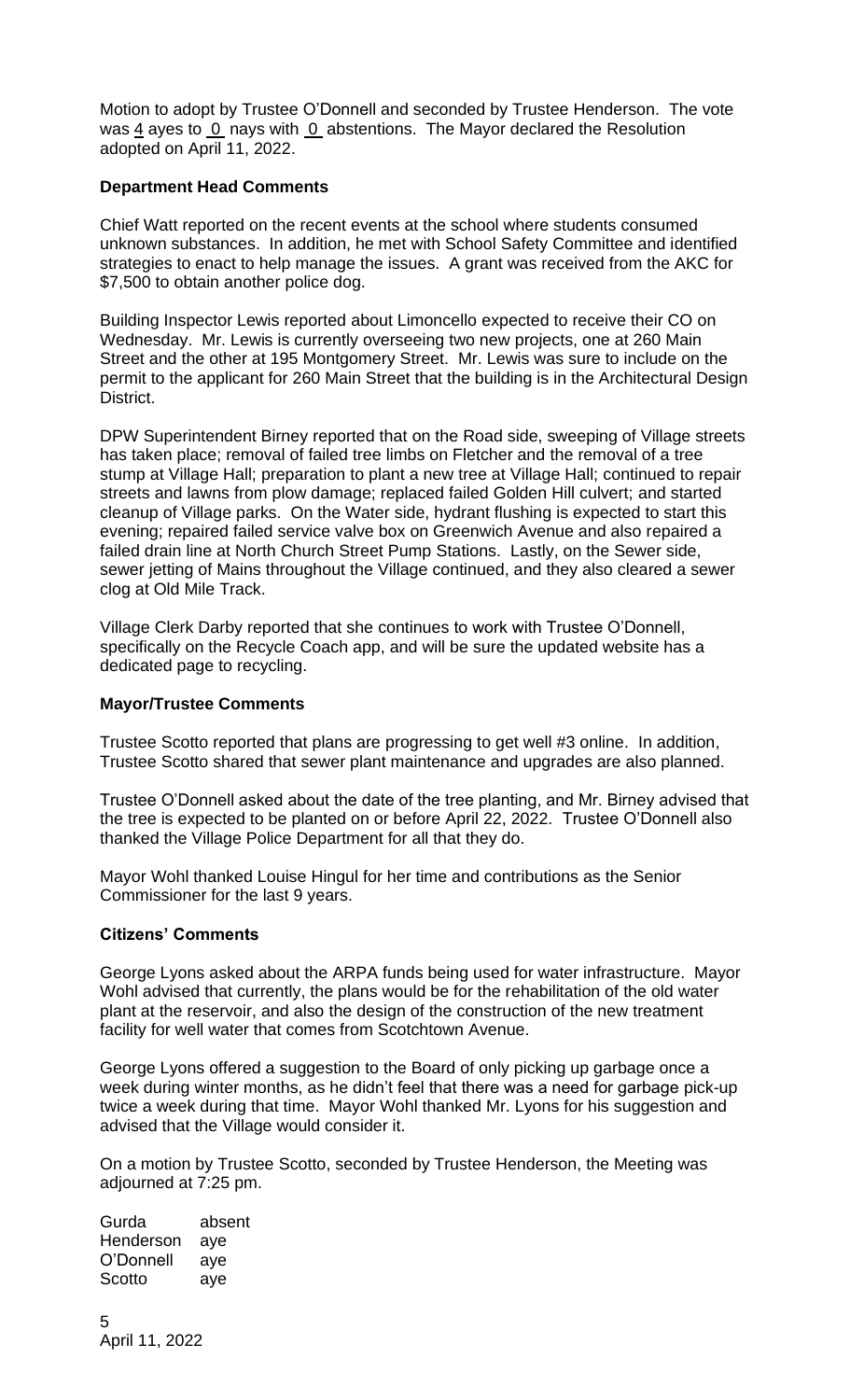Motion to adopt by Trustee O'Donnell and seconded by Trustee Henderson. The vote was 4 ayes to 0 nays with 0 abstentions. The Mayor declared the Resolution adopted on April 11, 2022.

**Department Head Comments**

Chief Watt reported on the recent events at the school where students consumed unknown substances. In addition, he met with School Safety Committee and identified strategies to enact to help manage the issues. A grant was received from the AKC for $7,500 to obtain another police dog.

Building Inspector Lewis reported about Limoncello expected to receive their CO on Wednesday. Mr. Lewis is currently overseeing two new projects, one at 260 Main Street and the other at 195 Montgomery Street. Mr. Lewis was sure to include on the permit to the applicant for 260 Main Street that the building is in the Architectural Design District.

DPW Superintendent Birney reported that on the Road side, sweeping of Village streets has taken place; removal of failed tree limbs on Fletcher and the removal of a tree stump at Village Hall; preparation to plant a new tree at Village Hall; continued to repair streets and lawns from plow damage; replaced failed Golden Hill culvert; and started cleanup of Village parks. On the Water side, hydrant flushing is expected to start this evening; repaired failed service valve box on Greenwich Avenue and also repaired a failed drain line at North Church Street Pump Stations. Lastly, on the Sewer side, sewer jetting of Mains throughout the Village continued, and they also cleared a sewer clog at Old Mile Track.

Village Clerk Darby reported that she continues to work with Trustee O'Donnell, specifically on the Recycle Coach app, and will be sure the updated website has a dedicated page to recycling.

**Mayor/Trustee Comments**

Trustee Scotto reported that plans are progressing to get well #3 online. In addition, Trustee Scotto shared that sewer plant maintenance and upgrades are also planned.

Trustee O'Donnell asked about the date of the tree planting, and Mr. Birney advised that the tree is expected to be planted on or before April 22, 2022. Trustee O'Donnell also thanked the Village Police Department for all that they do.

Mayor Wohl thanked Louise Hingul for her time and contributions as the Senior Commissioner for the last 9 years.

**Citizens' Comments**

George Lyons asked about the ARPA funds being used for water infrastructure. Mayor Wohl advised that currently, the plans would be for the rehabilitation of the old water plant at the reservoir, and also the design of the construction of the new treatment facility for well water that comes from Scotchtown Avenue.

George Lyons offered a suggestion to the Board of only picking up garbage once a week during winter months, as he didn't feel that there was a need for garbage pick-up twice a week during that time. Mayor Wohl thanked Mr. Lyons for his suggestion and advised that the Village would consider it.

On a motion by Trustee Scotto, seconded by Trustee Henderson, the Meeting was adjourned at 7:25 pm.

| | |
|---|---|
| Gurda | absent |
| Henderson | aye |
| O'Donnell | aye |
| Scotto | aye |